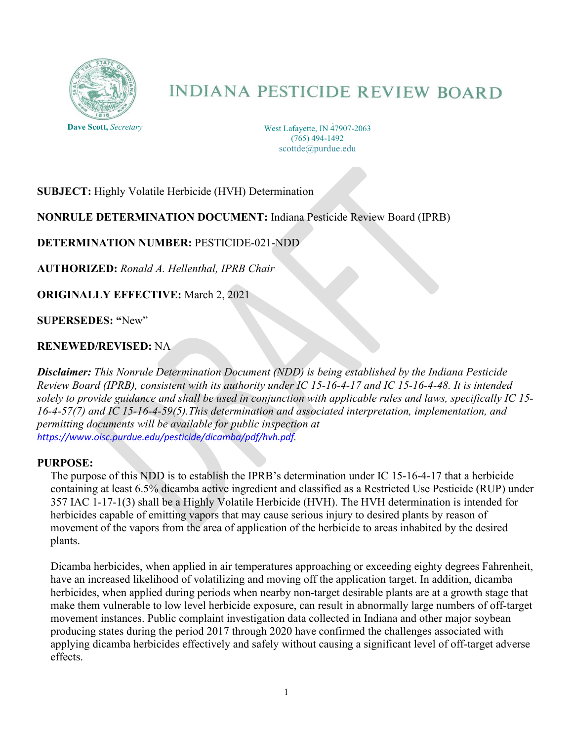# INDIANA PESTICIDE REVIEW BOARD

**Dave Scott,** *Secretary*

West Lafayette, IN 47907-2063
(765) 494-1492
scottde@purdue.edu

**SUBJECT:** Highly Volatile Herbicide (HVH) Determination

**NONRULE DETERMINATION DOCUMENT:** Indiana Pesticide Review Board (IPRB)

**DETERMINATION NUMBER:** PESTICIDE-021-NDD

**AUTHORIZED:** *Ronald A. Hellenthal, IPRB Chair*

**ORIGINALLY EFFECTIVE:** March 2, 2021

**SUPERSEDES:** **"**New"

**RENEWED/REVISED:** NA

***Disclaimer:*** *This Nonrule Determination Document (NDD) is being established by the Indiana Pesticide Review Board (IPRB), consistent with its authority under IC 15-16-4-17 and IC 15-16-4-48. It is intended solely to provide guidance and shall be used in conjunction with applicable rules and laws, specifically IC 15-16-4-57(7) and IC 15-16-4-59(5).This determination and associated interpretation, implementation, and permitting documents will be available for public inspection at* *https://www.oisc.purdue.edu/pesticide/dicamba/pdf/hvh.pdf*.

**PURPOSE:**

The purpose of this NDD is to establish the IPRB's determination under IC 15-16-4-17 that a herbicide containing at least 6.5% dicamba active ingredient and classified as a Restricted Use Pesticide (RUP) under 357 IAC 1-17-1(3) shall be a Highly Volatile Herbicide (HVH). The HVH determination is intended for herbicides capable of emitting vapors that may cause serious injury to desired plants by reason of movement of the vapors from the area of application of the herbicide to areas inhabited by the desired plants.

Dicamba herbicides, when applied in air temperatures approaching or exceeding eighty degrees Fahrenheit, have an increased likelihood of volatilizing and moving off the application target. In addition, dicamba herbicides, when applied during periods when nearby non-target desirable plants are at a growth stage that make them vulnerable to low level herbicide exposure, can result in abnormally large numbers of off-target movement instances. Public complaint investigation data collected in Indiana and other major soybean producing states during the period 2017 through 2020 have confirmed the challenges associated with applying dicamba herbicides effectively and safely without causing a significant level of off-target adverse effects.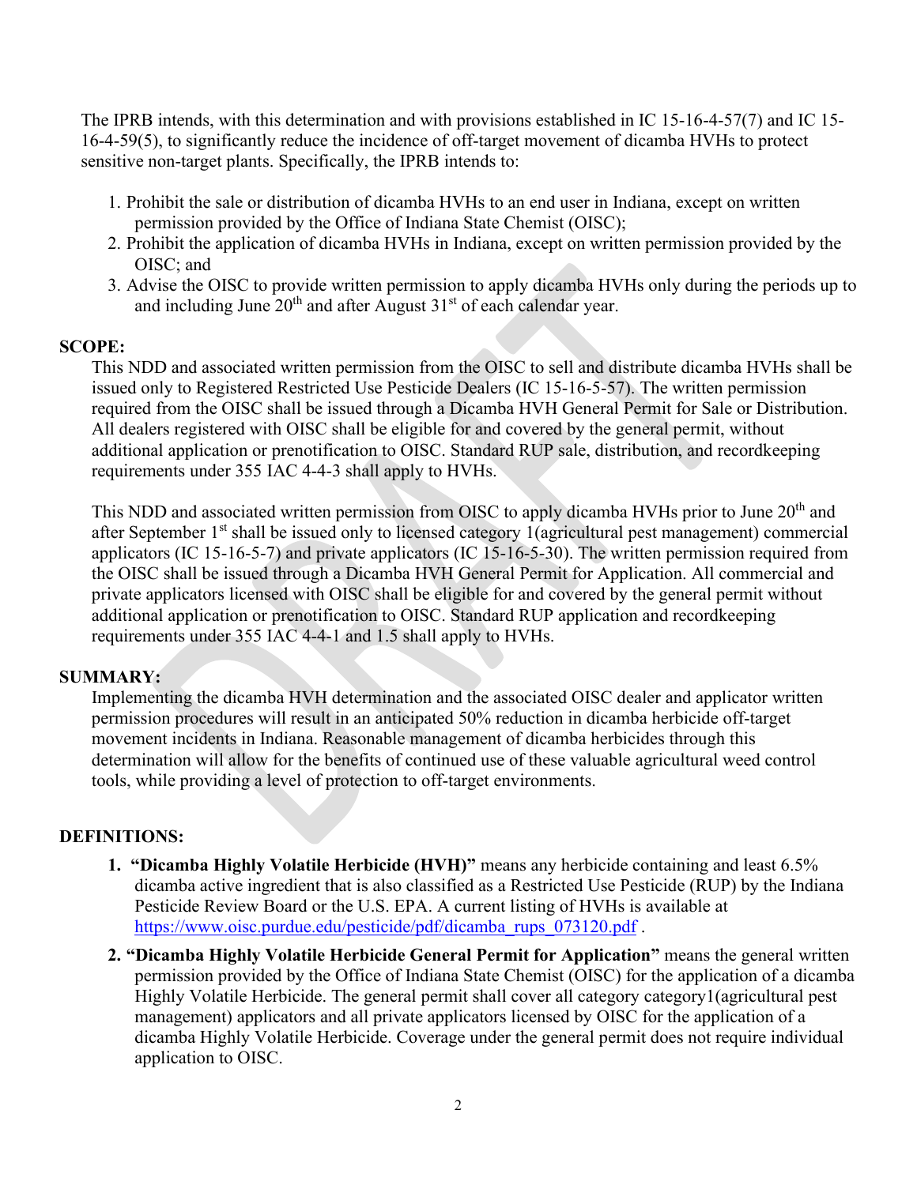The IPRB intends, with this determination and with provisions established in IC 15-16-4-57(7) and IC 15-16-4-59(5), to significantly reduce the incidence of off-target movement of dicamba HVHs to protect sensitive non-target plants. Specifically, the IPRB intends to:

1. Prohibit the sale or distribution of dicamba HVHs to an end user in Indiana, except on written permission provided by the Office of Indiana State Chemist (OISC);
2. Prohibit the application of dicamba HVHs in Indiana, except on written permission provided by the OISC; and
3. Advise the OISC to provide written permission to apply dicamba HVHs only during the periods up to and including June 20th and after August 31st of each calendar year.

**SCOPE:**

This NDD and associated written permission from the OISC to sell and distribute dicamba HVHs shall be issued only to Registered Restricted Use Pesticide Dealers (IC 15-16-5-57). The written permission required from the OISC shall be issued through a Dicamba HVH General Permit for Sale or Distribution. All dealers registered with OISC shall be eligible for and covered by the general permit, without additional application or prenotification to OISC. Standard RUP sale, distribution, and recordkeeping requirements under 355 IAC 4-4-3 shall apply to HVHs.

This NDD and associated written permission from OISC to apply dicamba HVHs prior to June 20th and after September 1st shall be issued only to licensed category 1(agricultural pest management) commercial applicators (IC 15-16-5-7) and private applicators (IC 15-16-5-30). The written permission required from the OISC shall be issued through a Dicamba HVH General Permit for Application. All commercial and private applicators licensed with OISC shall be eligible for and covered by the general permit without additional application or prenotification to OISC. Standard RUP application and recordkeeping requirements under 355 IAC 4-4-1 and 1.5 shall apply to HVHs.

**SUMMARY:**

Implementing the dicamba HVH determination and the associated OISC dealer and applicator written permission procedures will result in an anticipated 50% reduction in dicamba herbicide off-target movement incidents in Indiana. Reasonable management of dicamba herbicides through this determination will allow for the benefits of continued use of these valuable agricultural weed control tools, while providing a level of protection to off-target environments.

**DEFINITIONS:**

1. **"Dicamba Highly Volatile Herbicide (HVH)"** means any herbicide containing and least 6.5% dicamba active ingredient that is also classified as a Restricted Use Pesticide (RUP) by the Indiana Pesticide Review Board or the U.S. EPA. A current listing of HVHs is available at https://www.oisc.purdue.edu/pesticide/pdf/dicamba_rups_073120.pdf .
2. **"Dicamba Highly Volatile Herbicide General Permit for Application"** means the general written permission provided by the Office of Indiana State Chemist (OISC) for the application of a dicamba Highly Volatile Herbicide. The general permit shall cover all category category1(agricultural pest management) applicators and all private applicators licensed by OISC for the application of a dicamba Highly Volatile Herbicide. Coverage under the general permit does not require individual application to OISC.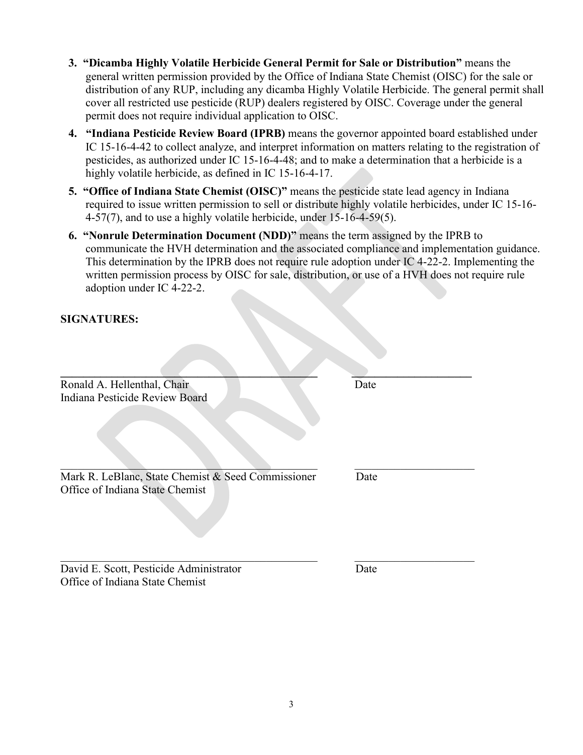3. **"Dicamba Highly Volatile Herbicide General Permit for Sale or Distribution"** means the general written permission provided by the Office of Indiana State Chemist (OISC) for the sale or distribution of any RUP, including any dicamba Highly Volatile Herbicide. The general permit shall cover all restricted use pesticide (RUP) dealers registered by OISC. Coverage under the general permit does not require individual application to OISC.
4. **"Indiana Pesticide Review Board (IPRB)** means the governor appointed board established under IC 15-16-4-42 to collect analyze, and interpret information on matters relating to the registration of pesticides, as authorized under IC 15-16-4-48; and to make a determination that a herbicide is a highly volatile herbicide, as defined in IC 15-16-4-17.
5. **"Office of Indiana State Chemist (OISC)"** means the pesticide state lead agency in Indiana required to issue written permission to sell or distribute highly volatile herbicides, under IC 15-16-4-57(7), and to use a highly volatile herbicide, under 15-16-4-59(5).
6. **"Nonrule Determination Document (NDD)"** means the term assigned by the IPRB to communicate the HVH determination and the associated compliance and implementation guidance. This determination by the IPRB does not require rule adoption under IC 4-22-2. Implementing the written permission process by OISC for sale, distribution, or use of a HVH does not require rule adoption under IC 4-22-2.

**SIGNATURES:**

______________________________________________ ______________________

Ronald A. Hellenthal, Chair — Date
Indiana Pesticide Review Board

______________________________________________ ______________________

Mark R. LeBlanc, State Chemist & Seed Commissioner — Date
Office of Indiana State Chemist

______________________________________________ ______________________

David E. Scott, Pesticide Administrator — Date
Office of Indiana State Chemist